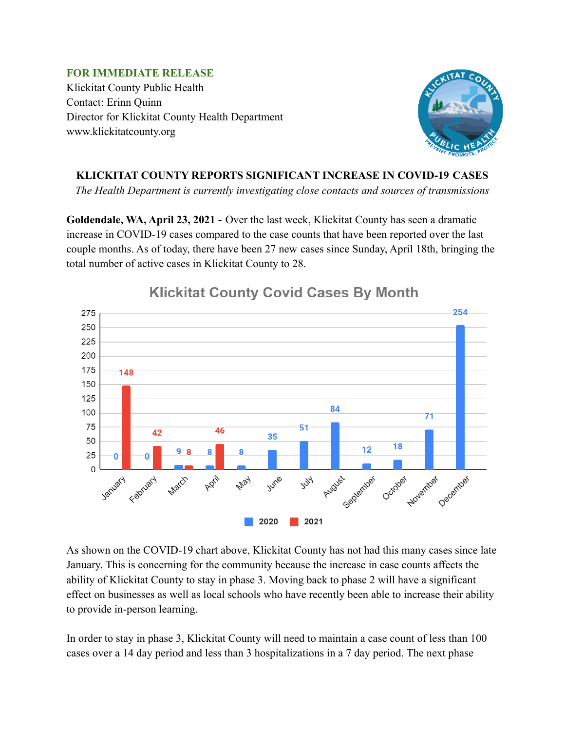**FOR IMMEDIATE RELEASE**
Klickitat County Public Health
Contact: Erinn Quinn
Director for Klickitat County Health Department
www.klickitatcounty.org

## KLICKITAT COUNTY REPORTS SIGNIFICANT INCREASE IN COVID-19 CASES

*The Health Department is currently investigating close contacts and sources of transmissions*

**Goldendale, WA, April 23, 2021 -** Over the last week, Klickitat County has seen a dramatic increase in COVID-19 cases compared to the case counts that have been reported over the last couple months. As of today, there have been 27 new cases since Sunday, April 18th, bringing the total number of active cases in Klickitat County to 28.

**Klickitat County Covid Cases By Month**

| Month | 2020 | 2021 |
|---|---|---|
| January | 0 | 148 |
| February | 0 | 42 |
| March | 9 | 8 |
| April | 8 | 46 |
| May | 8 | |
| June | 35 | |
| July | 51 | |
| August | 84 | |
| September | 12 | |
| October | 18 | |
| November | 71 | |
| December | 254 | |

As shown on the COVID-19 chart above, Klickitat County has not had this many cases since late January. This is concerning for the community because the increase in case counts affects the ability of Klickitat County to stay in phase 3. Moving back to phase 2 will have a significant effect on businesses as well as local schools who have recently been able to increase their ability to provide in-person learning.

In order to stay in phase 3, Klickitat County will need to maintain a case count of less than 100 cases over a 14 day period and less than 3 hospitalizations in a 7 day period. The next phase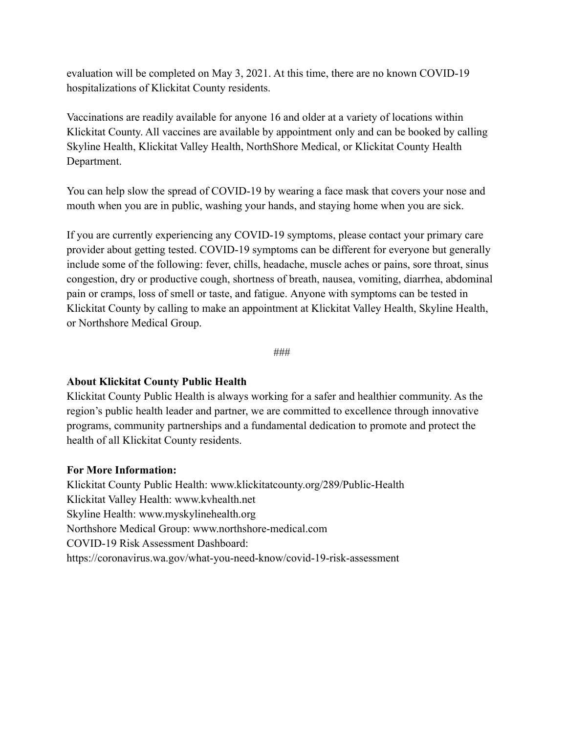evaluation will be completed on May 3, 2021. At this time, there are no known COVID-19 hospitalizations of Klickitat County residents.

Vaccinations are readily available for anyone 16 and older at a variety of locations within Klickitat County. All vaccines are available by appointment only and can be booked by calling Skyline Health, Klickitat Valley Health, NorthShore Medical, or Klickitat County Health Department.

You can help slow the spread of COVID-19 by wearing a face mask that covers your nose and mouth when you are in public, washing your hands, and staying home when you are sick.

If you are currently experiencing any COVID-19 symptoms, please contact your primary care provider about getting tested. COVID-19 symptoms can be different for everyone but generally include some of the following: fever, chills, headache, muscle aches or pains, sore throat, sinus congestion, dry or productive cough, shortness of breath, nausea, vomiting, diarrhea, abdominal pain or cramps, loss of smell or taste, and fatigue. Anyone with symptoms can be tested in Klickitat County by calling to make an appointment at Klickitat Valley Health, Skyline Health, or Northshore Medical Group.

###

**About Klickitat County Public Health**

Klickitat County Public Health is always working for a safer and healthier community. As the region's public health leader and partner, we are committed to excellence through innovative programs, community partnerships and a fundamental dedication to promote and protect the health of all Klickitat County residents.

**For More Information:**

Klickitat County Public Health: www.klickitatcounty.org/289/Public-Health
Klickitat Valley Health: www.kvhealth.net
Skyline Health: www.myskylinehealth.org
Northshore Medical Group: www.northshore-medical.com
COVID-19 Risk Assessment Dashboard:
https://coronavirus.wa.gov/what-you-need-know/covid-19-risk-assessment